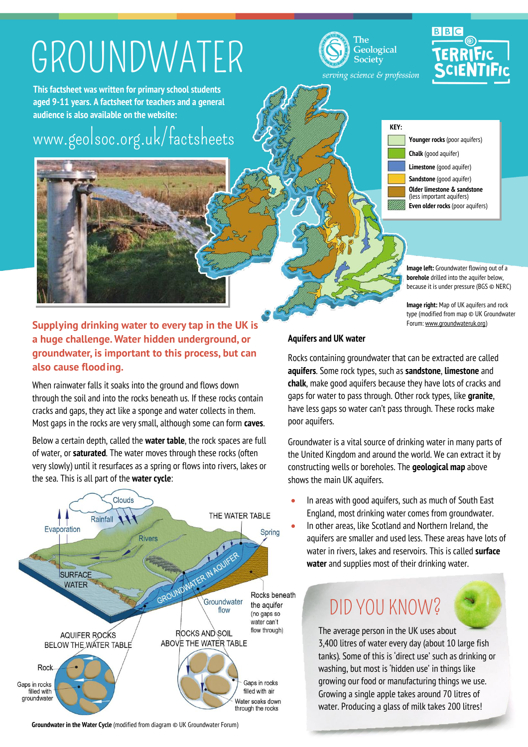# GROUNDWATER

**This factsheet was written for primary school students aged 9-11 years. A factsheet for teachers and a general audience is also available on the website:**

www.geolsoc.org.uk/factsheets

The Geological Society
*serving science & profession*

BBC TERRIFIC SCIENTIFIC

KEY:
- **Younger rocks** (poor aquifers)
- **Chalk** (good aquifer)
- **Limestone** (good aquifer)
- **Sandstone** (good aquifer)
- **Older limestone & sandstone** (less important aquifers)
- **Even older rocks** (poor aquifers)

**Image left:** Groundwater flowing out of a **borehole** drilled into the aquifer below, because it is under pressure (BGS © NERC)

**Image right:** Map of UK aquifers and rock type (modified from map © UK Groundwater Forum: www.groundwateruk.org)

**Supplying drinking water to every tap in the UK is a huge challenge. Water hidden underground, or groundwater, is important to this process, but can also cause flooding.**

When rainwater falls it soaks into the ground and flows down through the soil and into the rocks beneath us. If these rocks contain cracks and gaps, they act like a sponge and water collects in them. Most gaps in the rocks are very small, although some can form **caves**.

Below a certain depth, called the **water table**, the rock spaces are full of water, or **saturated**. The water moves through these rocks (often very slowly) until it resurfaces as a spring or flows into rivers, lakes or the sea. This is all part of the **water cycle**:

Clouds, Rainfall, Evaporation, Rivers, THE WATER TABLE, Spring, SURFACE WATER, GROUNDWATER IN AQUIFER, Groundwater flow, Rocks beneath the aquifer (no gaps so water can't flow through), AQUIFER ROCKS BELOW THE WATER TABLE, ROCKS AND SOIL ABOVE THE WATER TABLE, Rock, Gaps in rocks filled with groundwater, Gaps in rocks filled with air, Water soaks down through the rocks

**Groundwater in the Water Cycle** (modified from diagram © UK Groundwater Forum)

## Aquifers and UK water

Rocks containing groundwater that can be extracted are called **aquifers**. Some rock types, such as **sandstone**, **limestone** and **chalk**, make good aquifers because they have lots of cracks and gaps for water to pass through. Other rock types, like **granite**, have less gaps so water can't pass through. These rocks make poor aquifers.

Groundwater is a vital source of drinking water in many parts of the United Kingdom and around the world. We can extract it by constructing wells or boreholes. The **geological map** above shows the main UK aquifers.

- In areas with good aquifers, such as much of South East England, most drinking water comes from groundwater.
- In other areas, like Scotland and Northern Ireland, the aquifers are smaller and used less. These areas have lots of water in rivers, lakes and reservoirs. This is called **surface water** and supplies most of their drinking water.

## DID YOU KNOW?

The average person in the UK uses about 3,400 litres of water every day (about 10 large fish tanks). Some of this is 'direct use' such as drinking or washing, but most is 'hidden use' in things like growing our food or manufacturing things we use. Growing a single apple takes around 70 litres of water. Producing a glass of milk takes 200 litres!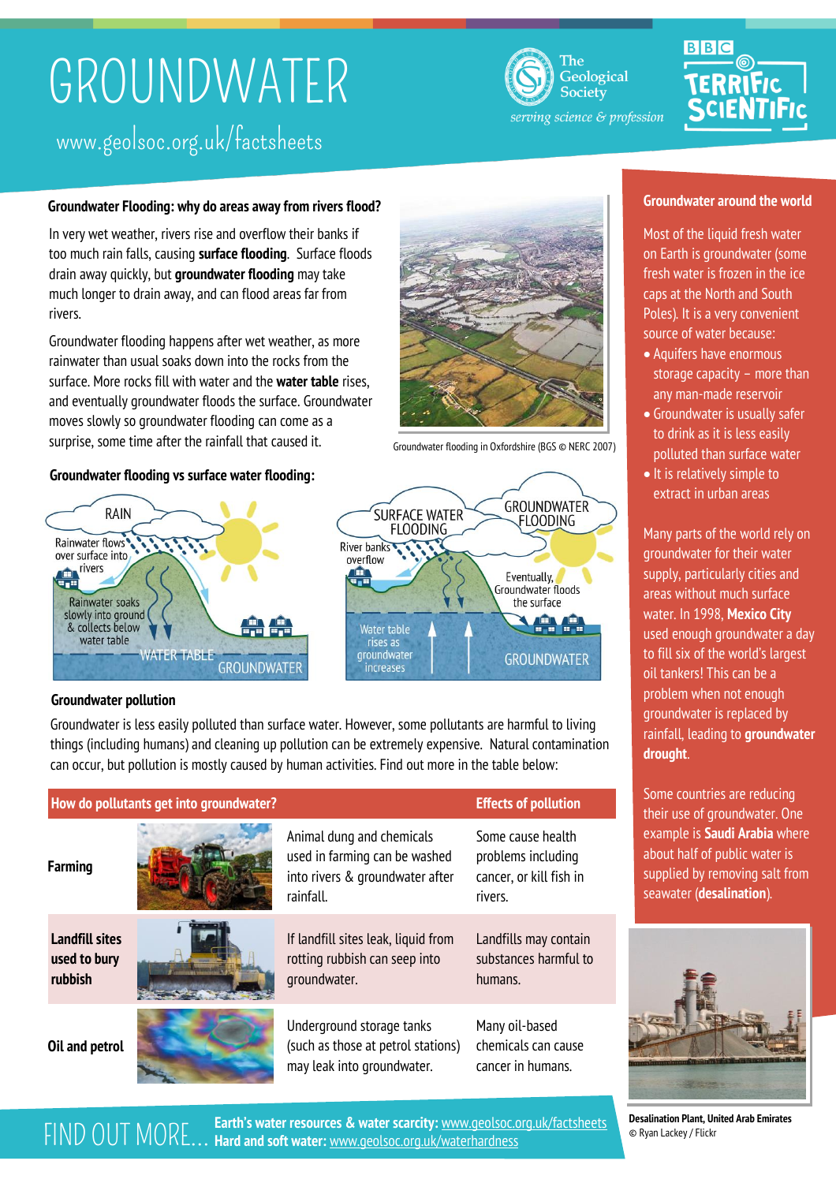# GROUNDWATER

www.geolsoc.org.uk/factsheets

## Groundwater Flooding: why do areas away from rivers flood?

In very wet weather, rivers rise and overflow their banks if too much rain falls, causing **surface flooding**. Surface floods drain away quickly, but **groundwater flooding** may take much longer to drain away, and can flood areas far from rivers.

Groundwater flooding happens after wet weather, as more rainwater than usual soaks down into the rocks from the surface. More rocks fill with water and the **water table** rises, and eventually groundwater floods the surface. Groundwater moves slowly so groundwater flooding can come as a surprise, some time after the rainfall that caused it.

Groundwater flooding in Oxfordshire (BGS © NERC 2007)

## Groundwater flooding vs surface water flooding:

RAIN
Rainwater flows over surface into rivers
Rainwater soaks slowly into ground & collects below water table
WATER TABLE
GROUNDWATER

SURFACE WATER FLOODING
River banks overflow
GROUNDWATER FLOODING
Eventually, Groundwater floods the surface
Water table rises as groundwater increases
GROUNDWATER

## Groundwater pollution

Groundwater is less easily polluted than surface water. However, some pollutants are harmful to living things (including humans) and cleaning up pollution can be extremely expensive. Natural contamination can occur, but pollution is mostly caused by human activities. Find out more in the table below:

| How do pollutants get into groundwater? | | Effects of pollution |
|---|---|---|
| **Farming** | Animal dung and chemicals used in farming can be washed into rivers & groundwater after rainfall. | Some cause health problems including cancer, or kill fish in rivers. |
| **Landfill sites used to bury rubbish** | If landfill sites leak, liquid from rotting rubbish can seep into groundwater. | Landfills may contain substances harmful to humans. |
| **Oil and petrol** | Underground storage tanks (such as those at petrol stations) may leak into groundwater. | Many oil-based chemicals can cause cancer in humans. |

## Groundwater around the world

Most of the liquid fresh water on Earth is groundwater (some fresh water is frozen in the ice caps at the North and South Poles). It is a very convenient source of water because:

- Aquifers have enormous storage capacity – more than any man-made reservoir
- Groundwater is usually safer to drink as it is less easily polluted than surface water
- It is relatively simple to extract in urban areas

Many parts of the world rely on groundwater for their water supply, particularly cities and areas without much surface water. In 1998, **Mexico City** used enough groundwater a day to fill six of the world's largest oil tankers! This can be a problem when not enough groundwater is replaced by rainfall, leading to **groundwater drought**.

Some countries are reducing their use of groundwater. One example is **Saudi Arabia** where about half of public water is supplied by removing salt from seawater (**desalination**).

**Desalination Plant, United Arab Emirates**
© Ryan Lackey / Flickr

FIND OUT MORE… **Earth's water resources & water scarcity:** www.geolsoc.org.uk/factsheets
**Hard and soft water:** www.geolsoc.org.uk/waterhardness